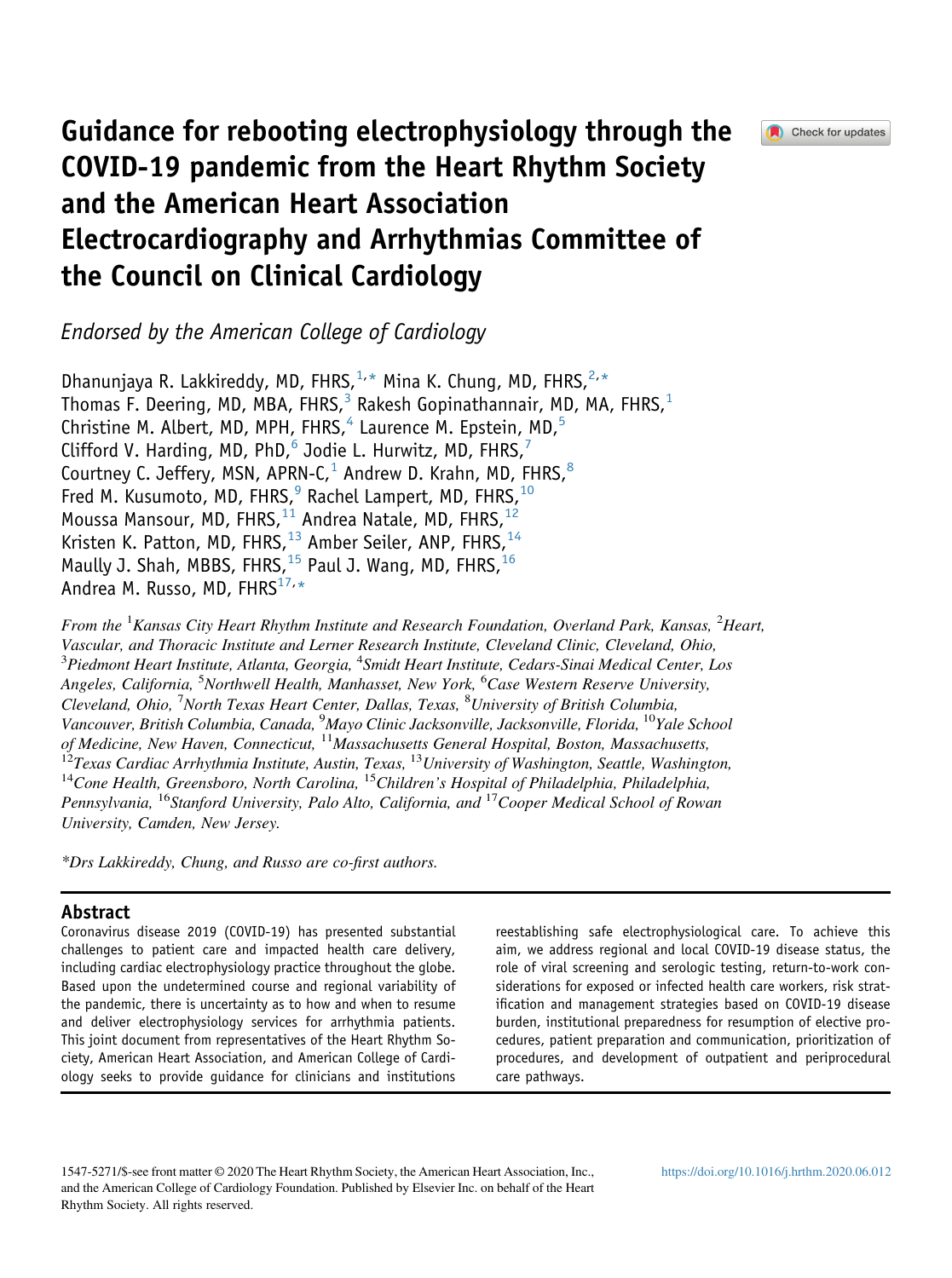# Guidance for rebooting electrophysiology through the COVID-19 pandemic from the Heart Rhythm Society and the American Heart Association Electrocardiography and Arrhythmias Committee of the Council on Clinical Cardiology

*Endorsed by the American College of Cardiology*

Dhanunjaya R. Lakkireddy, MD, FHRS,[1,*] Mina K. Chung, MD, FHRS,[2,*] Thomas F. Deering, MD, MBA, FHRS,[3] Rakesh Gopinathannair, MD, MA, FHRS,[1] Christine M. Albert, MD, MPH, FHRS,[4] Laurence M. Epstein, MD,[5] Clifford V. Harding, MD, PhD,[6] Jodie L. Hurwitz, MD, FHRS,[7] Courtney C. Jeffery, MSN, APRN-C,[1] Andrew D. Krahn, MD, FHRS,[8] Fred M. Kusumoto, MD, FHRS,[9] Rachel Lampert, MD, FHRS,[10] Moussa Mansour, MD, FHRS,[11] Andrea Natale, MD, FHRS,[12] Kristen K. Patton, MD, FHRS,[13] Amber Seiler, ANP, FHRS,[14] Maully J. Shah, MBBS, FHRS,[15] Paul J. Wang, MD, FHRS,[16] Andrea M. Russo, MD, FHRS[17,*]

*From the [1]Kansas City Heart Rhythm Institute and Research Foundation, Overland Park, Kansas, [2]Heart, Vascular, and Thoracic Institute and Lerner Research Institute, Cleveland Clinic, Cleveland, Ohio, [3]Piedmont Heart Institute, Atlanta, Georgia, [4]Smidt Heart Institute, Cedars-Sinai Medical Center, Los Angeles, California, [5]Northwell Health, Manhasset, New York, [6]Case Western Reserve University, Cleveland, Ohio, [7]North Texas Heart Center, Dallas, Texas, [8]University of British Columbia, Vancouver, British Columbia, Canada, [9]Mayo Clinic Jacksonville, Jacksonville, Florida, [10]Yale School of Medicine, New Haven, Connecticut, [11]Massachusetts General Hospital, Boston, Massachusetts, [12]Texas Cardiac Arrhythmia Institute, Austin, Texas, [13]University of Washington, Seattle, Washington, [14]Cone Health, Greensboro, North Carolina, [15]Children's Hospital of Philadelphia, Philadelphia, Pennsylvania, [16]Stanford University, Palo Alto, California, and [17]Cooper Medical School of Rowan University, Camden, New Jersey.*

*\*Drs Lakkireddy, Chung, and Russo are co-first authors.*

## Abstract

Coronavirus disease 2019 (COVID-19) has presented substantial challenges to patient care and impacted health care delivery, including cardiac electrophysiology practice throughout the globe. Based upon the undetermined course and regional variability of the pandemic, there is uncertainty as to how and when to resume and deliver electrophysiology services for arrhythmia patients. This joint document from representatives of the Heart Rhythm Society, American Heart Association, and American College of Cardiology seeks to provide guidance for clinicians and institutions reestablishing safe electrophysiological care. To achieve this aim, we address regional and local COVID-19 disease status, the role of viral screening and serologic testing, return-to-work considerations for exposed or infected health care workers, risk stratification and management strategies based on COVID-19 disease burden, institutional preparedness for resumption of elective procedures, patient preparation and communication, prioritization of procedures, and development of outpatient and periprocedural care pathways.

1547-5271/$-see front matter © 2020 The Heart Rhythm Society, the American Heart Association, Inc., and the American College of Cardiology Foundation. Published by Elsevier Inc. on behalf of the Heart Rhythm Society. All rights reserved.

https://doi.org/10.1016/j.hrthm.2020.06.012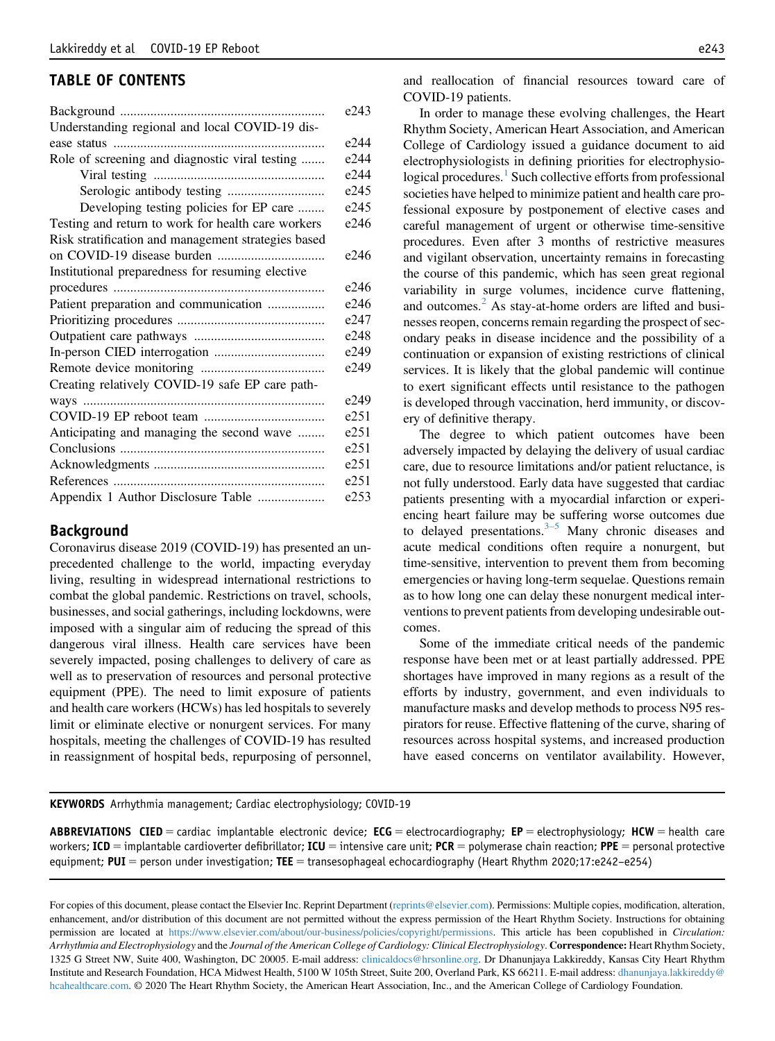## TABLE OF CONTENTS

| | |
|---|---|
| Background | e243 |
| Understanding regional and local COVID-19 disease status | e244 |
| Role of screening and diagnostic viral testing | e244 |
| Viral testing | e244 |
| Serologic antibody testing | e245 |
| Developing testing policies for EP care | e245 |
| Testing and return to work for health care workers | e246 |
| Risk stratification and management strategies based on COVID-19 disease burden | e246 |
| Institutional preparedness for resuming elective procedures | e246 |
| Patient preparation and communication | e246 |
| Prioritizing procedures | e247 |
| Outpatient care pathways | e248 |
| In-person CIED interrogation | e249 |
| Remote device monitoring | e249 |
| Creating relatively COVID-19 safe EP care pathways | e249 |
| COVID-19 EP reboot team | e251 |
| Anticipating and managing the second wave | e251 |
| Conclusions | e251 |
| Acknowledgments | e251 |
| References | e251 |
| Appendix 1 Author Disclosure Table | e253 |

## Background

Coronavirus disease 2019 (COVID-19) has presented an unprecedented challenge to the world, impacting everyday living, resulting in widespread international restrictions to combat the global pandemic. Restrictions on travel, schools, businesses, and social gatherings, including lockdowns, were imposed with a singular aim of reducing the spread of this dangerous viral illness. Health care services have been severely impacted, posing challenges to delivery of care as well as to preservation of resources and personal protective equipment (PPE). The need to limit exposure of patients and health care workers (HCWs) has led hospitals to severely limit or eliminate elective or nonurgent services. For many hospitals, meeting the challenges of COVID-19 has resulted in reassignment of hospital beds, repurposing of personnel, and reallocation of financial resources toward care of COVID-19 patients.

In order to manage these evolving challenges, the Heart Rhythm Society, American Heart Association, and American College of Cardiology issued a guidance document to aid electrophysiologists in defining priorities for electrophysiological procedures.[1] Such collective efforts from professional societies have helped to minimize patient and health care professional exposure by postponement of elective cases and careful management of urgent or otherwise time-sensitive procedures. Even after 3 months of restrictive measures and vigilant observation, uncertainty remains in forecasting the course of this pandemic, which has seen great regional variability in surge volumes, incidence curve flattening, and outcomes.[2] As stay-at-home orders are lifted and businesses reopen, concerns remain regarding the prospect of secondary peaks in disease incidence and the possibility of a continuation or expansion of existing restrictions of clinical services. It is likely that the global pandemic will continue to exert significant effects until resistance to the pathogen is developed through vaccination, herd immunity, or discovery of definitive therapy.

The degree to which patient outcomes have been adversely impacted by delaying the delivery of usual cardiac care, due to resource limitations and/or patient reluctance, is not fully understood. Early data have suggested that cardiac patients presenting with a myocardial infarction or experiencing heart failure may be suffering worse outcomes due to delayed presentations.[3–5] Many chronic diseases and acute medical conditions often require a nonurgent, but time-sensitive, intervention to prevent them from becoming emergencies or having long-term sequelae. Questions remain as to how long one can delay these nonurgent medical interventions to prevent patients from developing undesirable outcomes.

Some of the immediate critical needs of the pandemic response have been met or at least partially addressed. PPE shortages have improved in many regions as a result of the efforts by industry, government, and even individuals to manufacture masks and develop methods to process N95 respirators for reuse. Effective flattening of the curve, sharing of resources across hospital systems, and increased production have eased concerns on ventilator availability. However,

**KEYWORDS** Arrhythmia management; Cardiac electrophysiology; COVID-19

**ABBREVIATIONS** **CIED** = cardiac implantable electronic device; **ECG** = electrocardiography; **EP** = electrophysiology; **HCW** = health care workers; **ICD** = implantable cardioverter defibrillator; **ICU** = intensive care unit; **PCR** = polymerase chain reaction; **PPE** = personal protective equipment; **PUI** = person under investigation; **TEE** = transesophageal echocardiography (Heart Rhythm 2020;17:e242–e254)

For copies of this document, please contact the Elsevier Inc. Reprint Department (reprints@elsevier.com). Permissions: Multiple copies, modification, alteration, enhancement, and/or distribution of this document are not permitted without the express permission of the Heart Rhythm Society. Instructions for obtaining permission are located at https://www.elsevier.com/about/our-business/policies/copyright/permissions. This article has been copublished in *Circulation: Arrhythmia and Electrophysiology* and the *Journal of the American College of Cardiology: Clinical Electrophysiology*. **Correspondence:** Heart Rhythm Society, 1325 G Street NW, Suite 400, Washington, DC 20005. E-mail address: clinicaldocs@hrsonline.org. Dr Dhanunjaya Lakkireddy, Kansas City Heart Rhythm Institute and Research Foundation, HCA Midwest Health, 5100 W 105th Street, Suite 200, Overland Park, KS 66211. E-mail address: dhanunjaya.lakkireddy@hcahealthcare.com. © 2020 The Heart Rhythm Society, the American Heart Association, Inc., and the American College of Cardiology Foundation.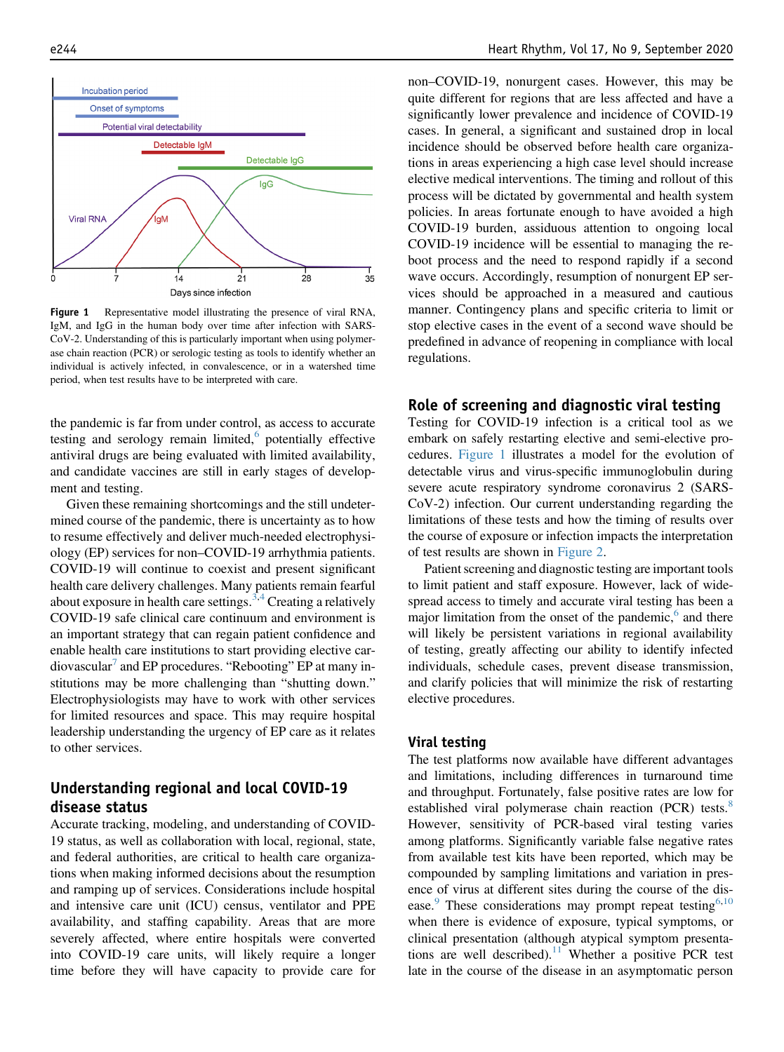Figure 1 Representative model illustrating the presence of viral RNA, IgM, and IgG in the human body over time after infection with SARS-CoV-2. Understanding of this is particularly important when using polymerase chain reaction (PCR) or serologic testing as tools to identify whether an individual is actively infected, in convalescence, or in a watershed time period, when test results have to be interpreted with care.

the pandemic is far from under control, as access to accurate testing and serology remain limited,[6] potentially effective antiviral drugs are being evaluated with limited availability, and candidate vaccines are still in early stages of development and testing.

Given these remaining shortcomings and the still undetermined course of the pandemic, there is uncertainty as to how to resume effectively and deliver much-needed electrophysiology (EP) services for non–COVID-19 arrhythmia patients. COVID-19 will continue to coexist and present significant health care delivery challenges. Many patients remain fearful about exposure in health care settings.[3,4] Creating a relatively COVID-19 safe clinical care continuum and environment is an important strategy that can regain patient confidence and enable health care institutions to start providing elective cardiovascular[7] and EP procedures. "Rebooting" EP at many institutions may be more challenging than "shutting down." Electrophysiologists may have to work with other services for limited resources and space. This may require hospital leadership understanding the urgency of EP care as it relates to other services.

## Understanding regional and local COVID-19 disease status

Accurate tracking, modeling, and understanding of COVID-19 status, as well as collaboration with local, regional, state, and federal authorities, are critical to health care organizations when making informed decisions about the resumption and ramping up of services. Considerations include hospital and intensive care unit (ICU) census, ventilator and PPE availability, and staffing capability. Areas that are more severely affected, where entire hospitals were converted into COVID-19 care units, will likely require a longer time before they will have capacity to provide care for non–COVID-19, nonurgent cases. However, this may be quite different for regions that are less affected and have a significantly lower prevalence and incidence of COVID-19 cases. In general, a significant and sustained drop in local incidence should be observed before health care organizations in areas experiencing a high case level should increase elective medical interventions. The timing and rollout of this process will be dictated by governmental and health system policies. In areas fortunate enough to have avoided a high COVID-19 burden, assiduous attention to ongoing local COVID-19 incidence will be essential to managing the reboot process and the need to respond rapidly if a second wave occurs. Accordingly, resumption of nonurgent EP services should be approached in a measured and cautious manner. Contingency plans and specific criteria to limit or stop elective cases in the event of a second wave should be predefined in advance of reopening in compliance with local regulations.

## Role of screening and diagnostic viral testing

Testing for COVID-19 infection is a critical tool as we embark on safely restarting elective and semi-elective procedures. Figure 1 illustrates a model for the evolution of detectable virus and virus-specific immunoglobulin during severe acute respiratory syndrome coronavirus 2 (SARS-CoV-2) infection. Our current understanding regarding the limitations of these tests and how the timing of results over the course of exposure or infection impacts the interpretation of test results are shown in Figure 2.

Patient screening and diagnostic testing are important tools to limit patient and staff exposure. However, lack of widespread access to timely and accurate viral testing has been a major limitation from the onset of the pandemic,[6] and there will likely be persistent variations in regional availability of testing, greatly affecting our ability to identify infected individuals, schedule cases, prevent disease transmission, and clarify policies that will minimize the risk of restarting elective procedures.

### Viral testing

The test platforms now available have different advantages and limitations, including differences in turnaround time and throughput. Fortunately, false positive rates are low for established viral polymerase chain reaction (PCR) tests.[8] However, sensitivity of PCR-based viral testing varies among platforms. Significantly variable false negative rates from available test kits have been reported, which may be compounded by sampling limitations and variation in presence of virus at different sites during the course of the disease.[9] These considerations may prompt repeat testing[6,10] when there is evidence of exposure, typical symptoms, or clinical presentation (although atypical symptom presentations are well described).[11] Whether a positive PCR test late in the course of the disease in an asymptomatic person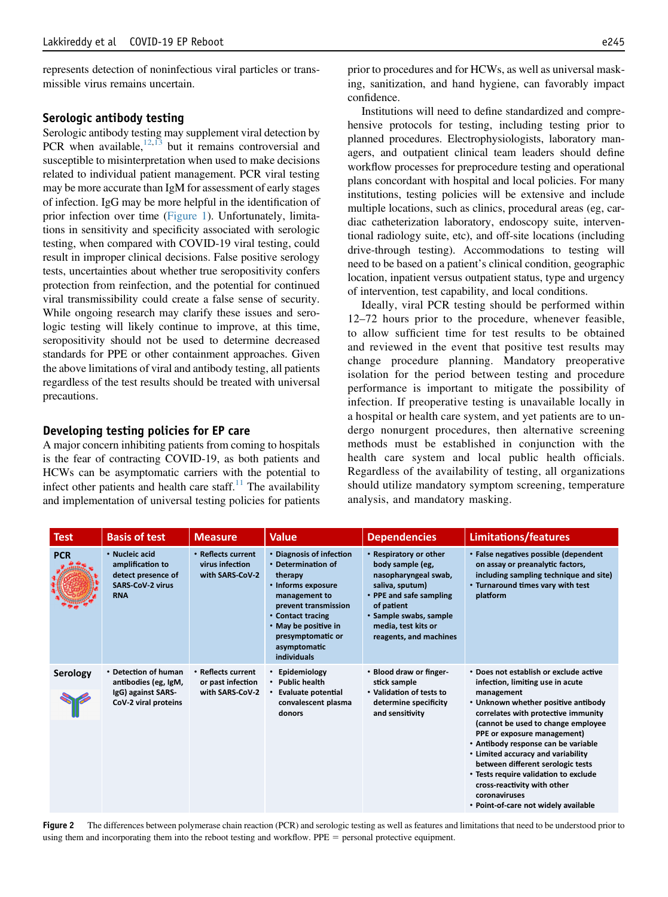represents detection of noninfectious viral particles or transmissible virus remains uncertain.

### Serologic antibody testing

Serologic antibody testing may supplement viral detection by PCR when available,[12,13] but it remains controversial and susceptible to misinterpretation when used to make decisions related to individual patient management. PCR viral testing may be more accurate than IgM for assessment of early stages of infection. IgG may be more helpful in the identification of prior infection over time (Figure 1). Unfortunately, limitations in sensitivity and specificity associated with serologic testing, when compared with COVID-19 viral testing, could result in improper clinical decisions. False positive serology tests, uncertainties about whether true seropositivity confers protection from reinfection, and the potential for continued viral transmissibility could create a false sense of security. While ongoing research may clarify these issues and serologic testing will likely continue to improve, at this time, seropositivity should not be used to determine decreased standards for PPE or other containment approaches. Given the above limitations of viral and antibody testing, all patients regardless of the test results should be treated with universal precautions.

### Developing testing policies for EP care

A major concern inhibiting patients from coming to hospitals is the fear of contracting COVID-19, as both patients and HCWs can be asymptomatic carriers with the potential to infect other patients and health care staff.[11] The availability and implementation of universal testing policies for patients prior to procedures and for HCWs, as well as universal masking, sanitization, and hand hygiene, can favorably impact confidence.

Institutions will need to define standardized and comprehensive protocols for testing, including testing prior to planned procedures. Electrophysiologists, laboratory managers, and outpatient clinical team leaders should define workflow processes for preprocedure testing and operational plans concordant with hospital and local policies. For many institutions, testing policies will be extensive and include multiple locations, such as clinics, procedural areas (eg, cardiac catheterization laboratory, endoscopy suite, interventional radiology suite, etc), and off-site locations (including drive-through testing). Accommodations to testing will need to be based on a patient's clinical condition, geographic location, inpatient versus outpatient status, type and urgency of intervention, test capability, and local conditions.

Ideally, viral PCR testing should be performed within 12–72 hours prior to the procedure, whenever feasible, to allow sufficient time for test results to be obtained and reviewed in the event that positive test results may change procedure planning. Mandatory preoperative isolation for the period between testing and procedure performance is important to mitigate the possibility of infection. If preoperative testing is unavailable locally in a hospital or health care system, and yet patients are to undergo nonurgent procedures, then alternative screening methods must be established in conjunction with the health care system and local public health officials. Regardless of the availability of testing, all organizations should utilize mandatory symptom screening, temperature analysis, and mandatory masking.

| Test | Basis of test | Measure | Value | Dependencies | Limitations/features |
|---|---|---|---|---|---|
| PCR | • Nucleic acid amplification to detect presence of SARS-CoV-2 virus RNA | • Reflects current virus infection with SARS-CoV-2 | • Diagnosis of infection<br>• Determination of therapy<br>• Informs exposure management to prevent transmission<br>• Contact tracing<br>• May be positive in presymptomatic or asymptomatic individuals | • Respiratory or other body sample (eg, nasopharyngeal swab, saliva, sputum)<br>• PPE and safe sampling of patient<br>• Sample swabs, sample media, test kits or reagents, and machines | • False negatives possible (dependent on assay or preanalytic factors, including sampling technique and site)<br>• Turnaround times vary with test platform |
| Serology | • Detection of human antibodies (eg, IgM, IgG) against SARS-CoV-2 viral proteins | • Reflects current or past infection with SARS-CoV-2 | • Epidemiology<br>• Public health<br>• Evaluate potential convalescent plasma donors | • Blood draw or finger-stick sample<br>• Validation of tests to determine specificity and sensitivity | • Does not establish or exclude active infection, limiting use in acute management<br>• Unknown whether positive antibody correlates with protective immunity (cannot be used to change employee PPE or exposure management)<br>• Antibody response can be variable<br>• Limited accuracy and variability between different serologic tests<br>• Tests require validation to exclude cross-reactivity with other coronaviruses<br>• Point-of-care not widely available |

**Figure 2** The differences between polymerase chain reaction (PCR) and serologic testing as well as features and limitations that need to be understood prior to using them and incorporating them into the reboot testing and workflow. PPE = personal protective equipment.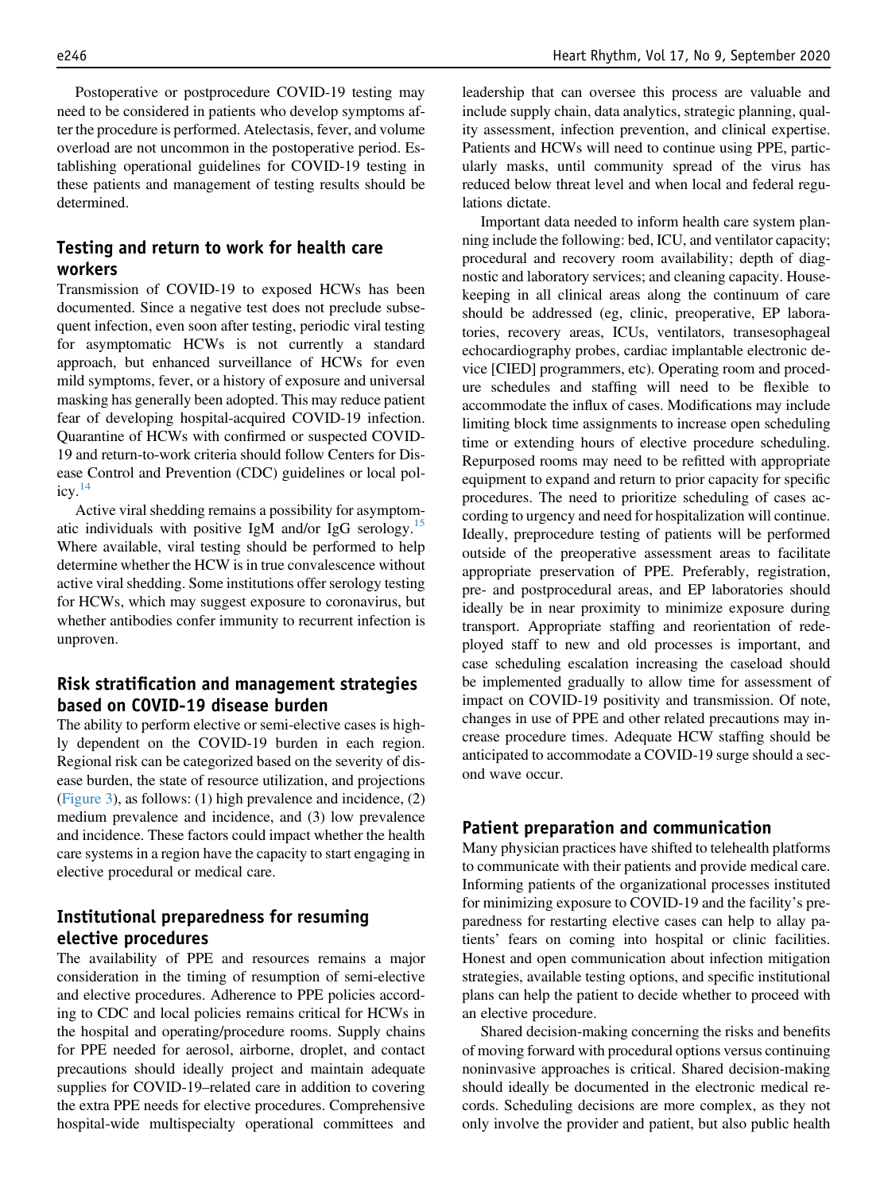Postoperative or postprocedure COVID-19 testing may need to be considered in patients who develop symptoms after the procedure is performed. Atelectasis, fever, and volume overload are not uncommon in the postoperative period. Establishing operational guidelines for COVID-19 testing in these patients and management of testing results should be determined.

## Testing and return to work for health care workers

Transmission of COVID-19 to exposed HCWs has been documented. Since a negative test does not preclude subsequent infection, even soon after testing, periodic viral testing for asymptomatic HCWs is not currently a standard approach, but enhanced surveillance of HCWs for even mild symptoms, fever, or a history of exposure and universal masking has generally been adopted. This may reduce patient fear of developing hospital-acquired COVID-19 infection. Quarantine of HCWs with confirmed or suspected COVID-19 and return-to-work criteria should follow Centers for Disease Control and Prevention (CDC) guidelines or local policy.[14]

Active viral shedding remains a possibility for asymptomatic individuals with positive IgM and/or IgG serology.[15] Where available, viral testing should be performed to help determine whether the HCW is in true convalescence without active viral shedding. Some institutions offer serology testing for HCWs, which may suggest exposure to coronavirus, but whether antibodies confer immunity to recurrent infection is unproven.

## Risk stratification and management strategies based on COVID-19 disease burden

The ability to perform elective or semi-elective cases is highly dependent on the COVID-19 burden in each region. Regional risk can be categorized based on the severity of disease burden, the state of resource utilization, and projections (Figure 3), as follows: (1) high prevalence and incidence, (2) medium prevalence and incidence, and (3) low prevalence and incidence. These factors could impact whether the health care systems in a region have the capacity to start engaging in elective procedural or medical care.

## Institutional preparedness for resuming elective procedures

The availability of PPE and resources remains a major consideration in the timing of resumption of semi-elective and elective procedures. Adherence to PPE policies according to CDC and local policies remains critical for HCWs in the hospital and operating/procedure rooms. Supply chains for PPE needed for aerosol, airborne, droplet, and contact precautions should ideally project and maintain adequate supplies for COVID-19–related care in addition to covering the extra PPE needs for elective procedures. Comprehensive hospital-wide multispecialty operational committees and leadership that can oversee this process are valuable and include supply chain, data analytics, strategic planning, quality assessment, infection prevention, and clinical expertise. Patients and HCWs will need to continue using PPE, particularly masks, until community spread of the virus has reduced below threat level and when local and federal regulations dictate.

Important data needed to inform health care system planning include the following: bed, ICU, and ventilator capacity; procedural and recovery room availability; depth of diagnostic and laboratory services; and cleaning capacity. Housekeeping in all clinical areas along the continuum of care should be addressed (eg, clinic, preoperative, EP laboratories, recovery areas, ICUs, ventilators, transesophageal echocardiography probes, cardiac implantable electronic device [CIED] programmers, etc). Operating room and procedure schedules and staffing will need to be flexible to accommodate the influx of cases. Modifications may include limiting block time assignments to increase open scheduling time or extending hours of elective procedure scheduling. Repurposed rooms may need to be refitted with appropriate equipment to expand and return to prior capacity for specific procedures. The need to prioritize scheduling of cases according to urgency and need for hospitalization will continue. Ideally, preprocedure testing of patients will be performed outside of the preoperative assessment areas to facilitate appropriate preservation of PPE. Preferably, registration, pre- and postprocedural areas, and EP laboratories should ideally be in near proximity to minimize exposure during transport. Appropriate staffing and reorientation of redeployed staff to new and old processes is important, and case scheduling escalation increasing the caseload should be implemented gradually to allow time for assessment of impact on COVID-19 positivity and transmission. Of note, changes in use of PPE and other related precautions may increase procedure times. Adequate HCW staffing should be anticipated to accommodate a COVID-19 surge should a second wave occur.

## Patient preparation and communication

Many physician practices have shifted to telehealth platforms to communicate with their patients and provide medical care. Informing patients of the organizational processes instituted for minimizing exposure to COVID-19 and the facility's preparedness for restarting elective cases can help to allay patients' fears on coming into hospital or clinic facilities. Honest and open communication about infection mitigation strategies, available testing options, and specific institutional plans can help the patient to decide whether to proceed with an elective procedure.

Shared decision-making concerning the risks and benefits of moving forward with procedural options versus continuing noninvasive approaches is critical. Shared decision-making should ideally be documented in the electronic medical records. Scheduling decisions are more complex, as they not only involve the provider and patient, but also public health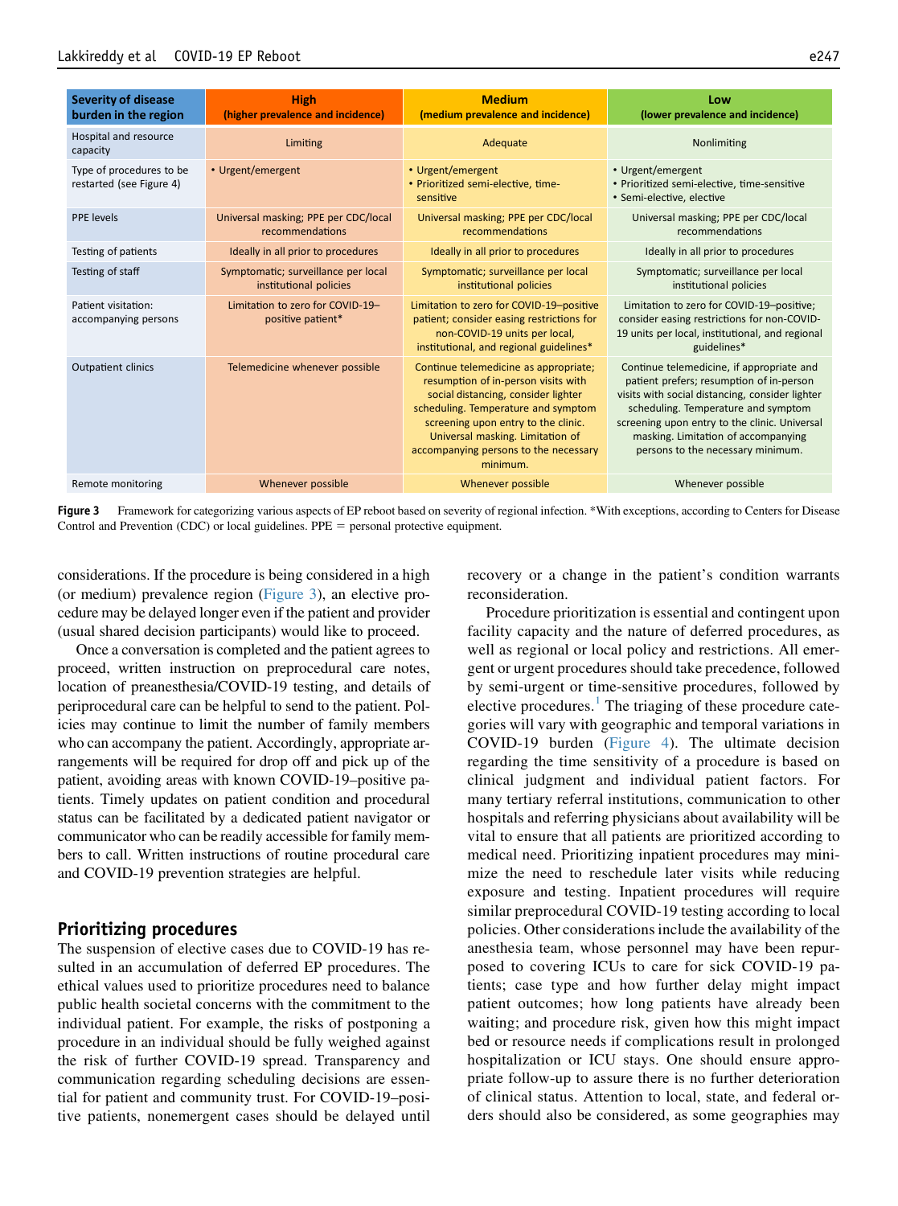| Severity of disease burden in the region | High (higher prevalence and incidence) | Medium (medium prevalence and incidence) | Low (lower prevalence and incidence) |
| --- | --- | --- | --- |
| Hospital and resource capacity | Limiting | Adequate | Nonlimiting |
| Type of procedures to be restarted (see Figure 4) | • Urgent/emergent | • Urgent/emergent<br>• Prioritized semi-elective, time-sensitive | • Urgent/emergent<br>• Prioritized semi-elective, time-sensitive<br>• Semi-elective, elective |
| PPE levels | Universal masking; PPE per CDC/local recommendations | Universal masking; PPE per CDC/local recommendations | Universal masking; PPE per CDC/local recommendations |
| Testing of patients | Ideally in all prior to procedures | Ideally in all prior to procedures | Ideally in all prior to procedures |
| Testing of staff | Symptomatic; surveillance per local institutional policies | Symptomatic; surveillance per local institutional policies | Symptomatic; surveillance per local institutional policies |
| Patient visitation: accompanying persons | Limitation to zero for COVID-19–positive patient* | Limitation to zero for COVID-19–positive patient; consider easing restrictions for non-COVID-19 units per local, institutional, and regional guidelines* | Limitation to zero for COVID-19–positive; consider easing restrictions for non-COVID-19 units per local, institutional, and regional guidelines* |
| Outpatient clinics | Telemedicine whenever possible | Continue telemedicine as appropriate; resumption of in-person visits with social distancing, consider lighter scheduling. Temperature and symptom screening upon entry to the clinic. Universal masking. Limitation of accompanying persons to the necessary minimum. | Continue telemedicine, if appropriate and patient prefers; resumption of in-person visits with social distancing, consider lighter scheduling. Temperature and symptom screening upon entry to the clinic. Universal masking. Limitation of accompanying persons to the necessary minimum. |
| Remote monitoring | Whenever possible | Whenever possible | Whenever possible |

**Figure 3** Framework for categorizing various aspects of EP reboot based on severity of regional infection. *With exceptions, according to Centers for Disease Control and Prevention (CDC) or local guidelines. PPE = personal protective equipment.

considerations. If the procedure is being considered in a high (or medium) prevalence region (Figure 3), an elective procedure may be delayed longer even if the patient and provider (usual shared decision participants) would like to proceed.

Once a conversation is completed and the patient agrees to proceed, written instruction on preprocedural care notes, location of preanesthesia/COVID-19 testing, and details of periprocedural care can be helpful to send to the patient. Policies may continue to limit the number of family members who can accompany the patient. Accordingly, appropriate arrangements will be required for drop off and pick up of the patient, avoiding areas with known COVID-19–positive patients. Timely updates on patient condition and procedural status can be facilitated by a dedicated patient navigator or communicator who can be readily accessible for family members to call. Written instructions of routine procedural care and COVID-19 prevention strategies are helpful.

## Prioritizing procedures

The suspension of elective cases due to COVID-19 has resulted in an accumulation of deferred EP procedures. The ethical values used to prioritize procedures need to balance public health societal concerns with the commitment to the individual patient. For example, the risks of postponing a procedure in an individual should be fully weighed against the risk of further COVID-19 spread. Transparency and communication regarding scheduling decisions are essential for patient and community trust. For COVID-19–positive patients, nonemergent cases should be delayed until recovery or a change in the patient's condition warrants reconsideration.

Procedure prioritization is essential and contingent upon facility capacity and the nature of deferred procedures, as well as regional or local policy and restrictions. All emergent or urgent procedures should take precedence, followed by semi-urgent or time-sensitive procedures, followed by elective procedures.[1] The triaging of these procedure categories will vary with geographic and temporal variations in COVID-19 burden (Figure 4). The ultimate decision regarding the time sensitivity of a procedure is based on clinical judgment and individual patient factors. For many tertiary referral institutions, communication to other hospitals and referring physicians about availability will be vital to ensure that all patients are prioritized according to medical need. Prioritizing inpatient procedures may minimize the need to reschedule later visits while reducing exposure and testing. Inpatient procedures will require similar preprocedural COVID-19 testing according to local policies. Other considerations include the availability of the anesthesia team, whose personnel may have been repurposed to covering ICUs to care for sick COVID-19 patients; case type and how further delay might impact patient outcomes; how long patients have already been waiting; and procedure risk, given how this might impact bed or resource needs if complications result in prolonged hospitalization or ICU stays. One should ensure appropriate follow-up to assure there is no further deterioration of clinical status. Attention to local, state, and federal orders should also be considered, as some geographies may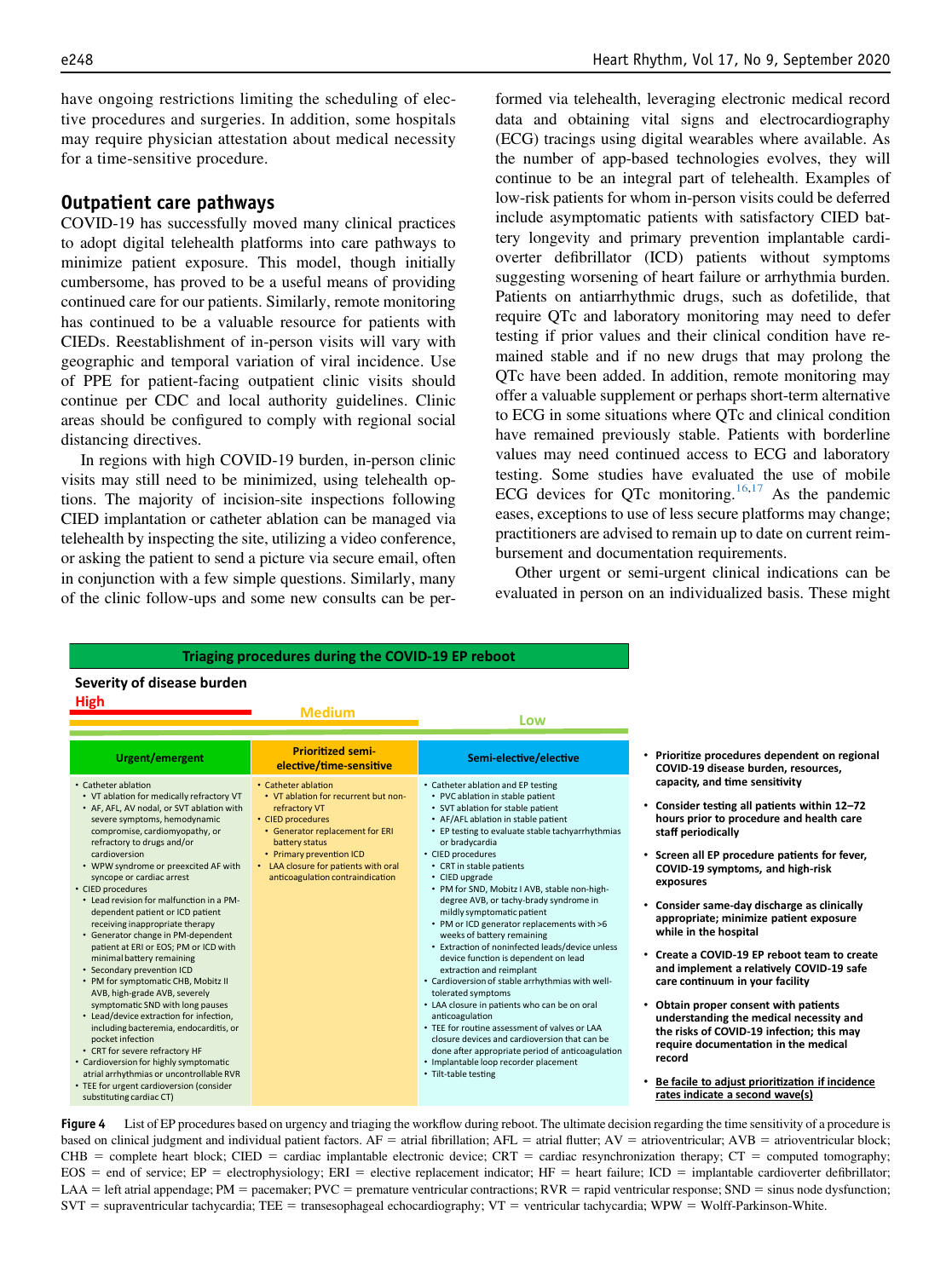have ongoing restrictions limiting the scheduling of elective procedures and surgeries. In addition, some hospitals may require physician attestation about medical necessity for a time-sensitive procedure.

## Outpatient care pathways

COVID-19 has successfully moved many clinical practices to adopt digital telehealth platforms into care pathways to minimize patient exposure. This model, though initially cumbersome, has proved to be a useful means of providing continued care for our patients. Similarly, remote monitoring has continued to be a valuable resource for patients with CIEDs. Reestablishment of in-person visits will vary with geographic and temporal variation of viral incidence. Use of PPE for patient-facing outpatient clinic visits should continue per CDC and local authority guidelines. Clinic areas should be configured to comply with regional social distancing directives.

In regions with high COVID-19 burden, in-person clinic visits may still need to be minimized, using telehealth options. The majority of incision-site inspections following CIED implantation or catheter ablation can be managed via telehealth by inspecting the site, utilizing a video conference, or asking the patient to send a picture via secure email, often in conjunction with a few simple questions. Similarly, many of the clinic follow-ups and some new consults can be performed via telehealth, leveraging electronic medical record data and obtaining vital signs and electrocardiography (ECG) tracings using digital wearables where available. As the number of app-based technologies evolves, they will continue to be an integral part of telehealth. Examples of low-risk patients for whom in-person visits could be deferred include asymptomatic patients with satisfactory CIED battery longevity and primary prevention implantable cardioverter defibrillator (ICD) patients without symptoms suggesting worsening of heart failure or arrhythmia burden. Patients on antiarrhythmic drugs, such as dofetilide, that require QTc and laboratory monitoring may need to defer testing if prior values and their clinical condition have remained stable and if no new drugs that may prolong the QTc have been added. In addition, remote monitoring may offer a valuable supplement or perhaps short-term alternative to ECG in some situations where QTc and clinical condition have remained previously stable. Patients with borderline values may need continued access to ECG and laboratory testing. Some studies have evaluated the use of mobile ECG devices for QTc monitoring.[16,17] As the pandemic eases, exceptions to use of less secure platforms may change; practitioners are advised to remain up to date on current reimbursement and documentation requirements.

Other urgent or semi-urgent clinical indications can be evaluated in person on an individualized basis. These might

**Triaging procedures during the COVID-19 EP reboot**

**Severity of disease burden**: High | Medium | Low

| Urgent/emergent | Prioritized semi-elective/time-sensitive | Semi-elective/elective |
|---|---|---|
| • Catheter ablation<br>• VT ablation for medically refractory VT<br>• AF, AFL, AV nodal, or SVT ablation with severe symptoms, hemodynamic compromise, cardiomyopathy, or refractory to drugs and/or cardioversion<br>• WPW syndrome or preexcited AF with syncope or cardiac arrest<br>• CIED procedures<br>• Lead revision for malfunction in a PM-dependent patient or ICD patient receiving inappropriate therapy<br>• Generator change in PM-dependent patient at ERI or EOS; PM or ICD with minimal battery remaining<br>• Secondary prevention ICD<br>• PM for symptomatic CHB, Mobitz II AVB, high-grade AVB, severely symptomatic SND with long pauses<br>• Lead/device extraction for infection, including bacteremia, endocarditis, or pocket infection<br>• CRT for severe refractory HF<br>• Cardioversion for highly symptomatic atrial arrhythmias or uncontrollable RVR<br>• TEE for urgent cardioversion (consider substituting cardiac CT) | • Catheter ablation<br>• VT ablation for recurrent but non-refractory VT<br>• CIED procedures<br>• Generator replacement for ERI battery status<br>• Primary prevention ICD<br>• LAA closure for patients with oral anticoagulation contraindication | • Catheter ablation and EP testing<br>• PVC ablation in stable patient<br>• SVT ablation for stable patient<br>• AF/AFL ablation in stable patient<br>• EP testing to evaluate stable tachyarrhythmias or bradycardia<br>• CIED procedures<br>• CRT in stable patients<br>• CIED upgrade<br>• PM for SND, Mobitz I AVB, stable non-high-degree AVB, or tachy-brady syndrome in mildly symptomatic patient<br>• PM or ICD generator replacements with >6 weeks of battery remaining<br>• Extraction of noninfected leads/device unless device function is dependent on lead extraction and reimplant<br>• Cardioversion of stable arrhythmias with well-tolerated symptoms<br>• LAA closure in patients who can be on oral anticoagulation<br>• TEE for routine assessment of valves or LAA closure devices and cardioversion that can be done after appropriate period of anticoagulation<br>• Implantable loop recorder placement<br>• Tilt-table testing |

- **Prioritize procedures dependent on regional COVID-19 disease burden, resources, capacity, and time sensitivity**
- **Consider testing all patients within 12–72 hours prior to procedure and health care staff periodically**
- **Screen all EP procedure patients for fever, COVID-19 symptoms, and high-risk exposures**
- **Consider same-day discharge as clinically appropriate; minimize patient exposure while in the hospital**
- **Create a COVID-19 EP reboot team to create and implement a relatively COVID-19 safe care continuum in your facility**
- **Obtain proper consent with patients understanding the medical necessity and the risks of COVID-19 infection; this may require documentation in the medical record**
- **Be facile to adjust prioritization if incidence rates indicate a second wave(s)**

**Figure 4** List of EP procedures based on urgency and triaging the workflow during reboot. The ultimate decision regarding the time sensitivity of a procedure is based on clinical judgment and individual patient factors. AF = atrial fibrillation; AFL = atrial flutter; AV = atrioventricular; AVB = atrioventricular block; CHB = complete heart block; CIED = cardiac implantable electronic device; CRT = cardiac resynchronization therapy; CT = computed tomography; EOS = end of service; EP = electrophysiology; ERI = elective replacement indicator; HF = heart failure; ICD = implantable cardioverter defibrillator; LAA = left atrial appendage; PM = pacemaker; PVC = premature ventricular contractions; RVR = rapid ventricular response; SND = sinus node dysfunction; SVT = supraventricular tachycardia; TEE = transesophageal echocardiography; VT = ventricular tachycardia; WPW = Wolff-Parkinson-White.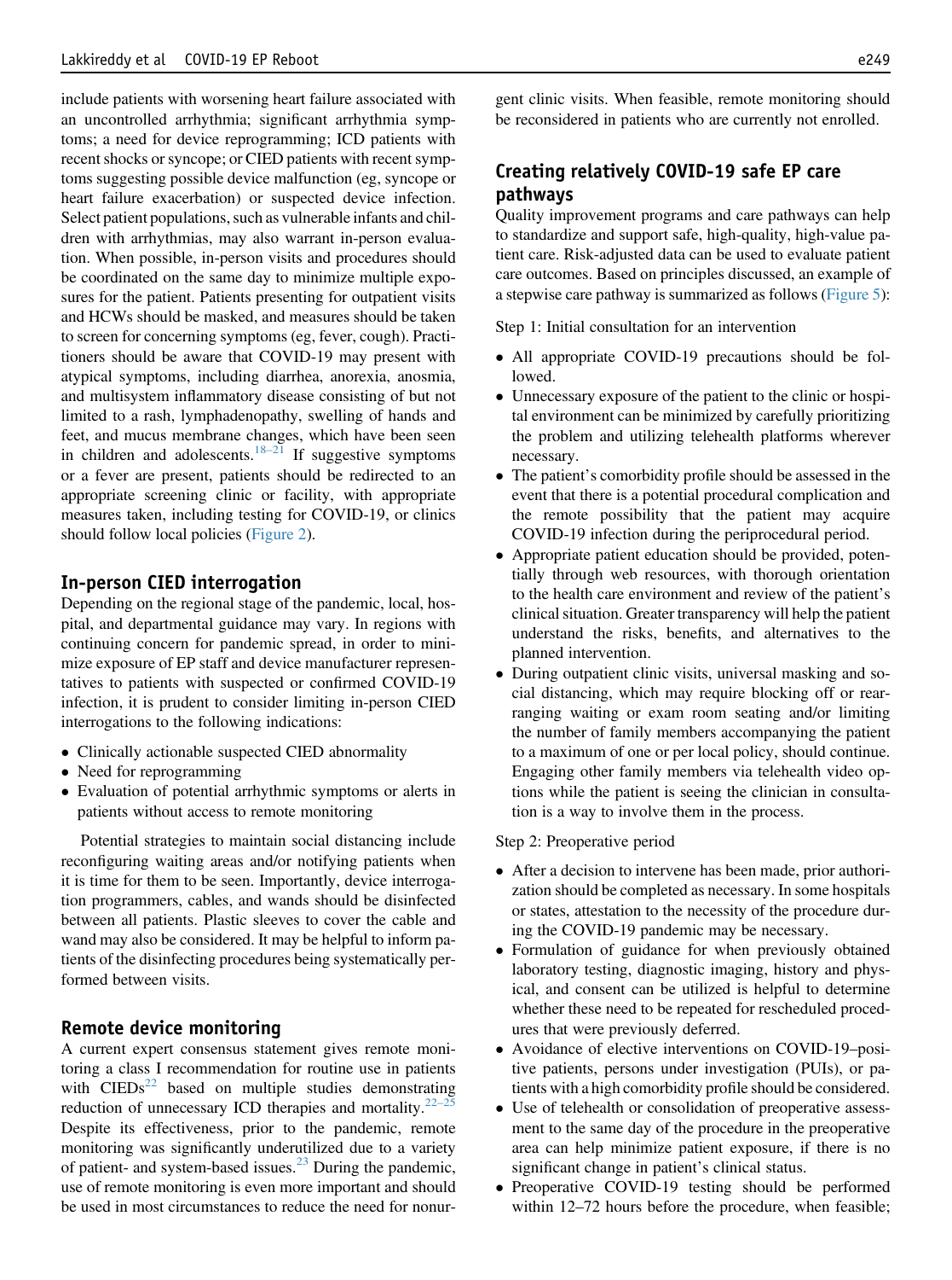include patients with worsening heart failure associated with an uncontrolled arrhythmia; significant arrhythmia symptoms; a need for device reprogramming; ICD patients with recent shocks or syncope; or CIED patients with recent symptoms suggesting possible device malfunction (eg, syncope or heart failure exacerbation) or suspected device infection. Select patient populations, such as vulnerable infants and children with arrhythmias, may also warrant in-person evaluation. When possible, in-person visits and procedures should be coordinated on the same day to minimize multiple exposures for the patient. Patients presenting for outpatient visits and HCWs should be masked, and measures should be taken to screen for concerning symptoms (eg, fever, cough). Practitioners should be aware that COVID-19 may present with atypical symptoms, including diarrhea, anorexia, anosmia, and multisystem inflammatory disease consisting of but not limited to a rash, lymphadenopathy, swelling of hands and feet, and mucus membrane changes, which have been seen in children and adolescents.[18–21] If suggestive symptoms or a fever are present, patients should be redirected to an appropriate screening clinic or facility, with appropriate measures taken, including testing for COVID-19, or clinics should follow local policies (Figure 2).

## In-person CIED interrogation

Depending on the regional stage of the pandemic, local, hospital, and departmental guidance may vary. In regions with continuing concern for pandemic spread, in order to minimize exposure of EP staff and device manufacturer representatives to patients with suspected or confirmed COVID-19 infection, it is prudent to consider limiting in-person CIED interrogations to the following indications:

- Clinically actionable suspected CIED abnormality
- Need for reprogramming
- Evaluation of potential arrhythmic symptoms or alerts in patients without access to remote monitoring

Potential strategies to maintain social distancing include reconfiguring waiting areas and/or notifying patients when it is time for them to be seen. Importantly, device interrogation programmers, cables, and wands should be disinfected between all patients. Plastic sleeves to cover the cable and wand may also be considered. It may be helpful to inform patients of the disinfecting procedures being systematically performed between visits.

## Remote device monitoring

A current expert consensus statement gives remote monitoring a class I recommendation for routine use in patients with CIEDs[22] based on multiple studies demonstrating reduction of unnecessary ICD therapies and mortality.[22–25] Despite its effectiveness, prior to the pandemic, remote monitoring was significantly underutilized due to a variety of patient- and system-based issues.[23] During the pandemic, use of remote monitoring is even more important and should be used in most circumstances to reduce the need for nonurgent clinic visits. When feasible, remote monitoring should be reconsidered in patients who are currently not enrolled.

## Creating relatively COVID-19 safe EP care pathways

Quality improvement programs and care pathways can help to standardize and support safe, high-quality, high-value patient care. Risk-adjusted data can be used to evaluate patient care outcomes. Based on principles discussed, an example of a stepwise care pathway is summarized as follows (Figure 5):

Step 1: Initial consultation for an intervention

- All appropriate COVID-19 precautions should be followed.
- Unnecessary exposure of the patient to the clinic or hospital environment can be minimized by carefully prioritizing the problem and utilizing telehealth platforms wherever necessary.
- The patient's comorbidity profile should be assessed in the event that there is a potential procedural complication and the remote possibility that the patient may acquire COVID-19 infection during the periprocedural period.
- Appropriate patient education should be provided, potentially through web resources, with thorough orientation to the health care environment and review of the patient's clinical situation. Greater transparency will help the patient understand the risks, benefits, and alternatives to the planned intervention.
- During outpatient clinic visits, universal masking and social distancing, which may require blocking off or rearranging waiting or exam room seating and/or limiting the number of family members accompanying the patient to a maximum of one or per local policy, should continue. Engaging other family members via telehealth video options while the patient is seeing the clinician in consultation is a way to involve them in the process.

Step 2: Preoperative period

- After a decision to intervene has been made, prior authorization should be completed as necessary. In some hospitals or states, attestation to the necessity of the procedure during the COVID-19 pandemic may be necessary.
- Formulation of guidance for when previously obtained laboratory testing, diagnostic imaging, history and physical, and consent can be utilized is helpful to determine whether these need to be repeated for rescheduled procedures that were previously deferred.
- Avoidance of elective interventions on COVID-19–positive patients, persons under investigation (PUIs), or patients with a high comorbidity profile should be considered.
- Use of telehealth or consolidation of preoperative assessment to the same day of the procedure in the preoperative area can help minimize patient exposure, if there is no significant change in patient's clinical status.
- Preoperative COVID-19 testing should be performed within 12–72 hours before the procedure, when feasible;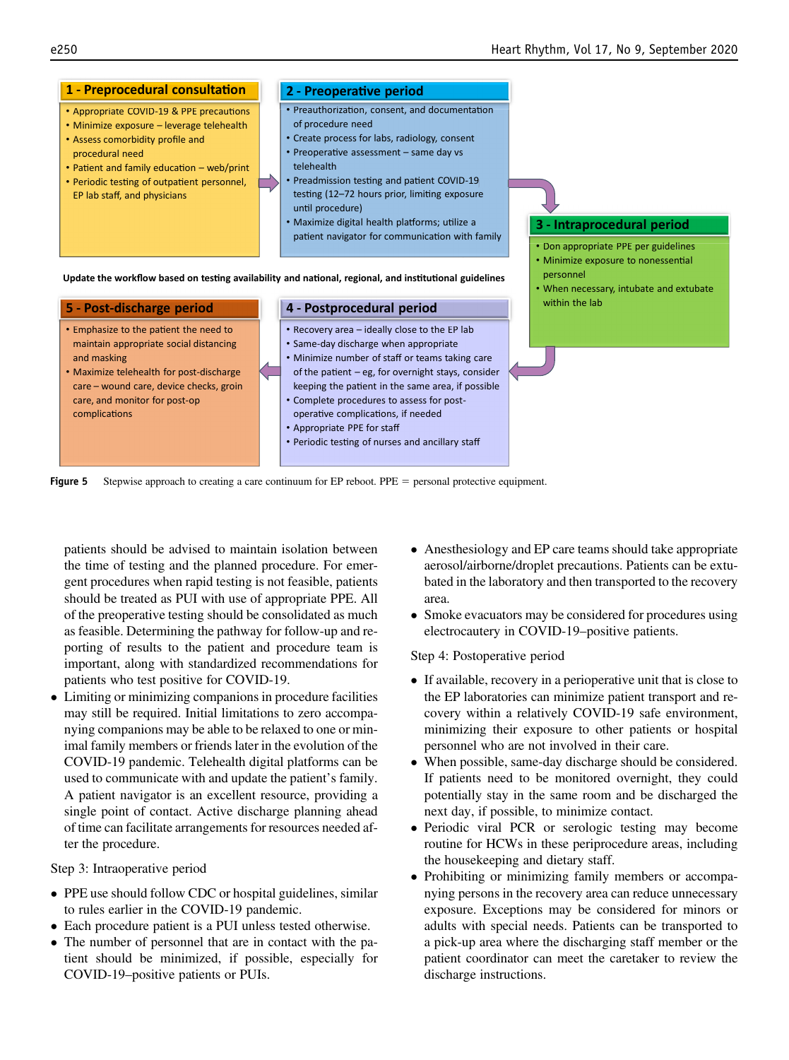**1 - Preprocedural consultation**

- Appropriate COVID-19 & PPE precautions
- Minimize exposure – leverage telehealth
- Assess comorbidity profile and procedural need
- Patient and family education – web/print
- Periodic testing of outpatient personnel, EP lab staff, and physicians

**2 - Preoperative period**

- Preauthorization, consent, and documentation of procedure need
- Create process for labs, radiology, consent
- Preoperative assessment – same day vs telehealth
- Preadmission testing and patient COVID-19 testing (12–72 hours prior, limiting exposure until procedure)
- Maximize digital health platforms; utilize a patient navigator for communication with family

**3 - Intraprocedural period**

- Don appropriate PPE per guidelines
- Minimize exposure to nonessential personnel
- When necessary, intubate and extubate within the lab

**Update the workflow based on testing availability and national, regional, and institutional guidelines**

**4 - Postprocedural period**

- Recovery area – ideally close to the EP lab
- Same-day discharge when appropriate
- Minimize number of staff or teams taking care of the patient – eg, for overnight stays, consider keeping the patient in the same area, if possible
- Complete procedures to assess for post-operative complications, if needed
- Appropriate PPE for staff
- Periodic testing of nurses and ancillary staff

**5 - Post-discharge period**

- Emphasize to the patient the need to maintain appropriate social distancing and masking
- Maximize telehealth for post-discharge care – wound care, device checks, groin care, and monitor for post-op complications

**Figure 5** Stepwise approach to creating a care continuum for EP reboot. PPE = personal protective equipment.

patients should be advised to maintain isolation between the time of testing and the planned procedure. For emergent procedures when rapid testing is not feasible, patients should be treated as PUI with use of appropriate PPE. All of the preoperative testing should be consolidated as much as feasible. Determining the pathway for follow-up and reporting of results to the patient and procedure team is important, along with standardized recommendations for patients who test positive for COVID-19.

- Limiting or minimizing companions in procedure facilities may still be required. Initial limitations to zero accompanying companions may be able to be relaxed to one or minimal family members or friends later in the evolution of the COVID-19 pandemic. Telehealth digital platforms can be used to communicate with and update the patient's family. A patient navigator is an excellent resource, providing a single point of contact. Active discharge planning ahead of time can facilitate arrangements for resources needed after the procedure.

Step 3: Intraoperative period

- PPE use should follow CDC or hospital guidelines, similar to rules earlier in the COVID-19 pandemic.
- Each procedure patient is a PUI unless tested otherwise.
- The number of personnel that are in contact with the patient should be minimized, if possible, especially for COVID-19–positive patients or PUIs.
- Anesthesiology and EP care teams should take appropriate aerosol/airborne/droplet precautions. Patients can be extubated in the laboratory and then transported to the recovery area.
- Smoke evacuators may be considered for procedures using electrocautery in COVID-19–positive patients.

Step 4: Postoperative period

- If available, recovery in a perioperative unit that is close to the EP laboratories can minimize patient transport and recovery within a relatively COVID-19 safe environment, minimizing their exposure to other patients or hospital personnel who are not involved in their care.
- When possible, same-day discharge should be considered. If patients need to be monitored overnight, they could potentially stay in the same room and be discharged the next day, if possible, to minimize contact.
- Periodic viral PCR or serologic testing may become routine for HCWs in these periprocedure areas, including the housekeeping and dietary staff.
- Prohibiting or minimizing family members or accompanying persons in the recovery area can reduce unnecessary exposure. Exceptions may be considered for minors or adults with special needs. Patients can be transported to a pick-up area where the discharging staff member or the patient coordinator can meet the caretaker to review the discharge instructions.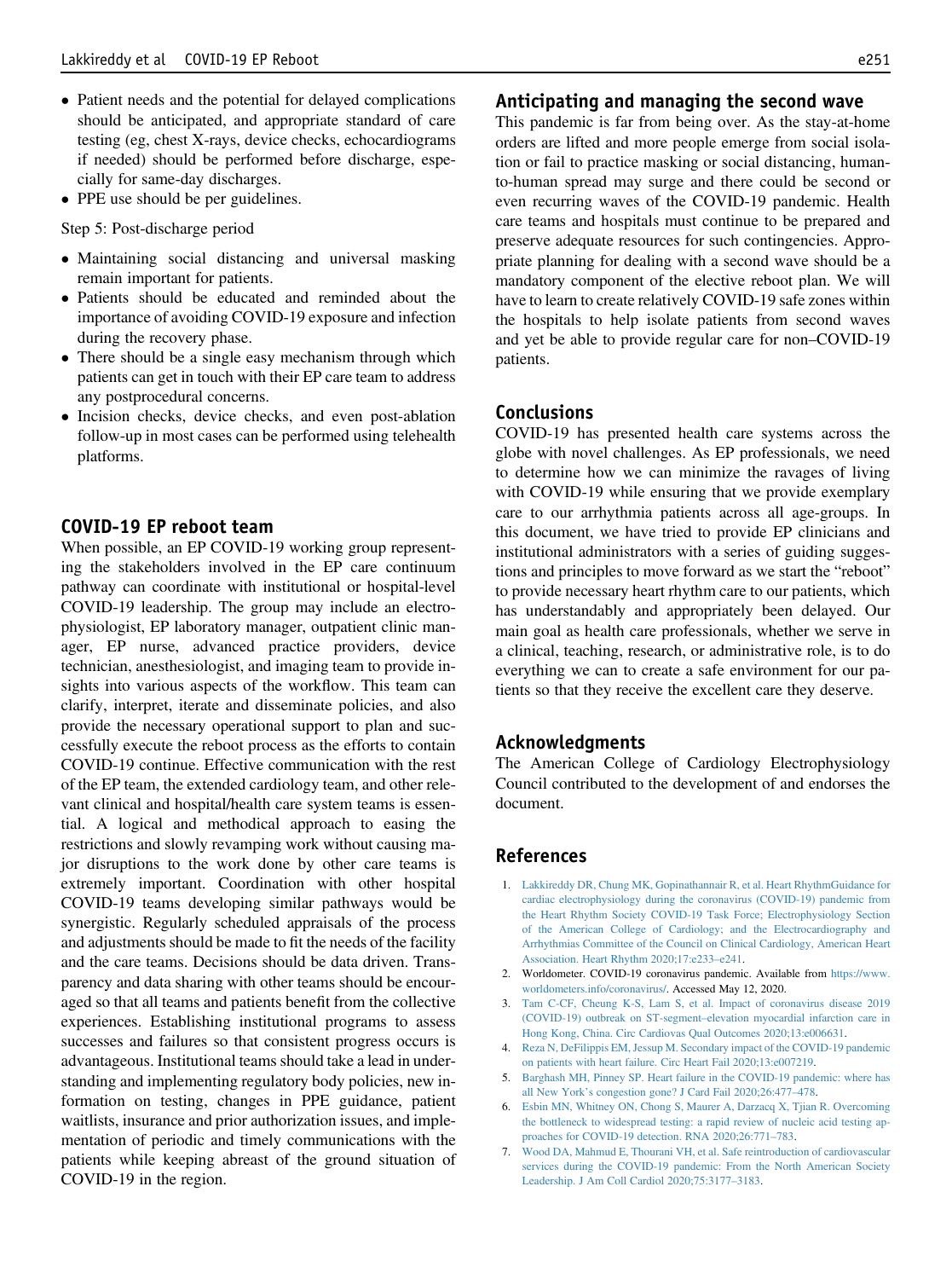- Patient needs and the potential for delayed complications should be anticipated, and appropriate standard of care testing (eg, chest X-rays, device checks, echocardiograms if needed) should be performed before discharge, especially for same-day discharges.
- PPE use should be per guidelines.

Step 5: Post-discharge period

- Maintaining social distancing and universal masking remain important for patients.
- Patients should be educated and reminded about the importance of avoiding COVID-19 exposure and infection during the recovery phase.
- There should be a single easy mechanism through which patients can get in touch with their EP care team to address any postprocedural concerns.
- Incision checks, device checks, and even post-ablation follow-up in most cases can be performed using telehealth platforms.

## COVID-19 EP reboot team

When possible, an EP COVID-19 working group representing the stakeholders involved in the EP care continuum pathway can coordinate with institutional or hospital-level COVID-19 leadership. The group may include an electrophysiologist, EP laboratory manager, outpatient clinic manager, EP nurse, advanced practice providers, device technician, anesthesiologist, and imaging team to provide insights into various aspects of the workflow. This team can clarify, interpret, iterate and disseminate policies, and also provide the necessary operational support to plan and successfully execute the reboot process as the efforts to contain COVID-19 continue. Effective communication with the rest of the EP team, the extended cardiology team, and other relevant clinical and hospital/health care system teams is essential. A logical and methodical approach to easing the restrictions and slowly revamping work without causing major disruptions to the work done by other care teams is extremely important. Coordination with other hospital COVID-19 teams developing similar pathways would be synergistic. Regularly scheduled appraisals of the process and adjustments should be made to fit the needs of the facility and the care teams. Decisions should be data driven. Transparency and data sharing with other teams should be encouraged so that all teams and patients benefit from the collective experiences. Establishing institutional programs to assess successes and failures so that consistent progress occurs is advantageous. Institutional teams should take a lead in understanding and implementing regulatory body policies, new information on testing, changes in PPE guidance, patient waitlists, insurance and prior authorization issues, and implementation of periodic and timely communications with the patients while keeping abreast of the ground situation of COVID-19 in the region.

## Anticipating and managing the second wave

This pandemic is far from being over. As the stay-at-home orders are lifted and more people emerge from social isolation or fail to practice masking or social distancing, human-to-human spread may surge and there could be second or even recurring waves of the COVID-19 pandemic. Health care teams and hospitals must continue to be prepared and preserve adequate resources for such contingencies. Appropriate planning for dealing with a second wave should be a mandatory component of the elective reboot plan. We will have to learn to create relatively COVID-19 safe zones within the hospitals to help isolate patients from second waves and yet be able to provide regular care for non–COVID-19 patients.

## Conclusions

COVID-19 has presented health care systems across the globe with novel challenges. As EP professionals, we need to determine how we can minimize the ravages of living with COVID-19 while ensuring that we provide exemplary care to our arrhythmia patients across all age-groups. In this document, we have tried to provide EP clinicians and institutional administrators with a series of guiding suggestions and principles to move forward as we start the "reboot" to provide necessary heart rhythm care to our patients, which has understandably and appropriately been delayed. Our main goal as health care professionals, whether we serve in a clinical, teaching, research, or administrative role, is to do everything we can to create a safe environment for our patients so that they receive the excellent care they deserve.

## Acknowledgments

The American College of Cardiology Electrophysiology Council contributed to the development of and endorses the document.

## References

1. Lakkireddy DR, Chung MK, Gopinathannair R, et al. Heart RhythmGuidance for cardiac electrophysiology during the coronavirus (COVID-19) pandemic from the Heart Rhythm Society COVID-19 Task Force; Electrophysiology Section of the American College of Cardiology; and the Electrocardiography and Arrhythmias Committee of the Council on Clinical Cardiology, American Heart Association. Heart Rhythm 2020;17:e233–e241.
2. Worldometer. COVID-19 coronavirus pandemic. Available from https://www.worldometers.info/coronavirus/. Accessed May 12, 2020.
3. Tam C-CF, Cheung K-S, Lam S, et al. Impact of coronavirus disease 2019 (COVID-19) outbreak on ST-segment–elevation myocardial infarction care in Hong Kong, China. Circ Cardiovas Qual Outcomes 2020;13:e006631.
4. Reza N, DeFilippis EM, Jessup M. Secondary impact of the COVID-19 pandemic on patients with heart failure. Circ Heart Fail 2020;13:e007219.
5. Barghash MH, Pinney SP. Heart failure in the COVID-19 pandemic: where has all New York's congestion gone? J Card Fail 2020;26:477–478.
6. Esbin MN, Whitney ON, Chong S, Maurer A, Darzacq X, Tjian R. Overcoming the bottleneck to widespread testing: a rapid review of nucleic acid testing approaches for COVID-19 detection. RNA 2020;26:771–783.
7. Wood DA, Mahmud E, Thourani VH, et al. Safe reintroduction of cardiovascular services during the COVID-19 pandemic: From the North American Society Leadership. J Am Coll Cardiol 2020;75:3177–3183.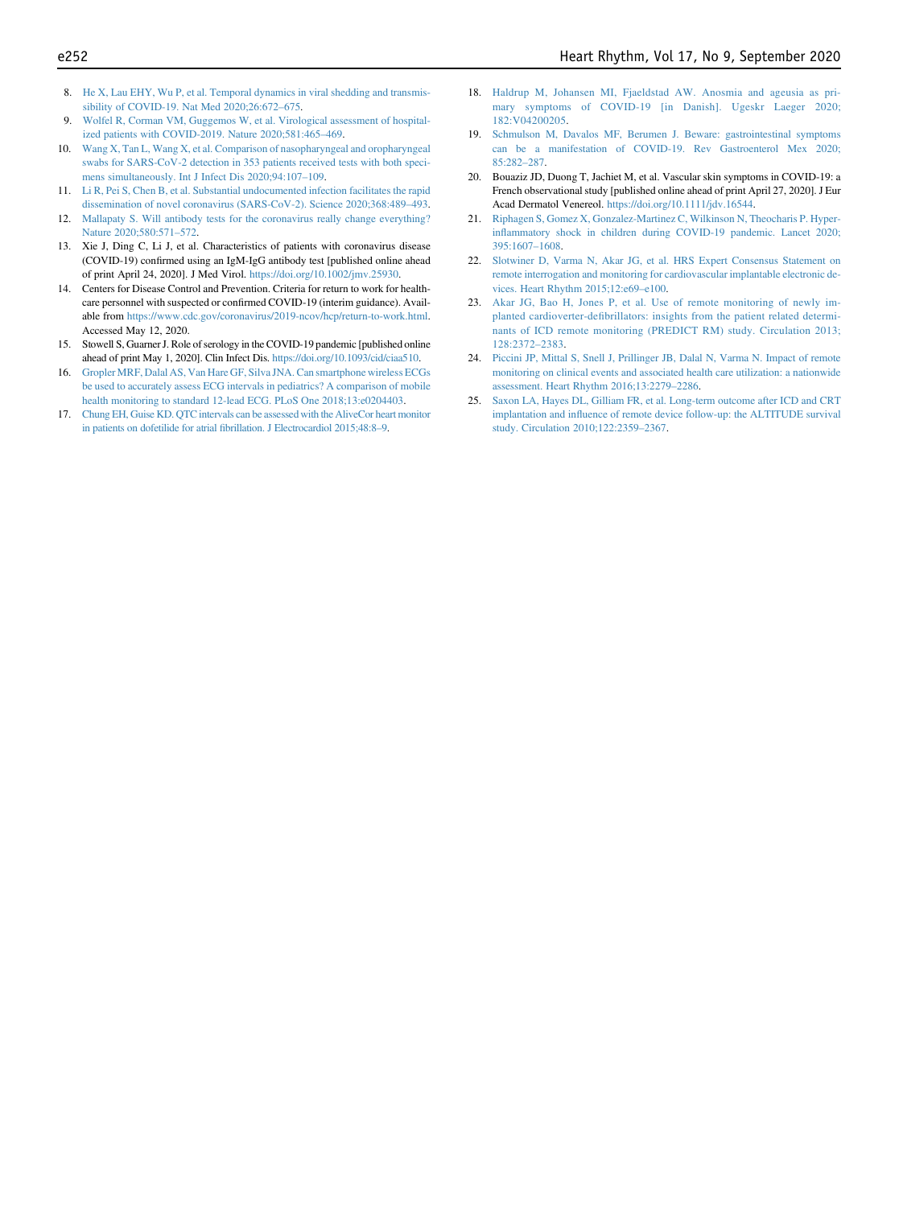8. He X, Lau EHY, Wu P, et al. Temporal dynamics in viral shedding and transmissibility of COVID-19. Nat Med 2020;26:672–675.
9. Wolfel R, Corman VM, Guggemos W, et al. Virological assessment of hospitalized patients with COVID-2019. Nature 2020;581:465–469.
10. Wang X, Tan L, Wang X, et al. Comparison of nasopharyngeal and oropharyngeal swabs for SARS-CoV-2 detection in 353 patients received tests with both specimens simultaneously. Int J Infect Dis 2020;94:107–109.
11. Li R, Pei S, Chen B, et al. Substantial undocumented infection facilitates the rapid dissemination of novel coronavirus (SARS-CoV-2). Science 2020;368:489–493.
12. Mallapaty S. Will antibody tests for the coronavirus really change everything? Nature 2020;580:571–572.
13. Xie J, Ding C, Li J, et al. Characteristics of patients with coronavirus disease (COVID-19) confirmed using an IgM-IgG antibody test [published online ahead of print April 24, 2020]. J Med Virol. https://doi.org/10.1002/jmv.25930.
14. Centers for Disease Control and Prevention. Criteria for return to work for healthcare personnel with suspected or confirmed COVID-19 (interim guidance). Available from https://www.cdc.gov/coronavirus/2019-ncov/hcp/return-to-work.html. Accessed May 12, 2020.
15. Stowell S, Guarner J. Role of serology in the COVID-19 pandemic [published online ahead of print May 1, 2020]. Clin Infect Dis. https://doi.org/10.1093/cid/ciaa510.
16. Gropler MRF, Dalal AS, Van Hare GF, Silva JNA. Can smartphone wireless ECGs be used to accurately assess ECG intervals in pediatrics? A comparison of mobile health monitoring to standard 12-lead ECG. PLoS One 2018;13:e0204403.
17. Chung EH, Guise KD. QTC intervals can be assessed with the AliveCor heart monitor in patients on dofetilide for atrial fibrillation. J Electrocardiol 2015;48:8–9.
18. Haldrup M, Johansen MI, Fjaeldstad AW. Anosmia and ageusia as primary symptoms of COVID-19 [in Danish]. Ugeskr Laeger 2020;182:V04200205.
19. Schmulson M, Davalos MF, Berumen J. Beware: gastrointestinal symptoms can be a manifestation of COVID-19. Rev Gastroenterol Mex 2020;85:282–287.
20. Bouaziz JD, Duong T, Jachiet M, et al. Vascular skin symptoms in COVID-19: a French observational study [published online ahead of print April 27, 2020]. J Eur Acad Dermatol Venereol. https://doi.org/10.1111/jdv.16544.
21. Riphagen S, Gomez X, Gonzalez-Martinez C, Wilkinson N, Theocharis P. Hyperinflammatory shock in children during COVID-19 pandemic. Lancet 2020;395:1607–1608.
22. Slotwiner D, Varma N, Akar JG, et al. HRS Expert Consensus Statement on remote interrogation and monitoring for cardiovascular implantable electronic devices. Heart Rhythm 2015;12:e69–e100.
23. Akar JG, Bao H, Jones P, et al. Use of remote monitoring of newly implanted cardioverter-defibrillators: insights from the patient related determinants of ICD remote monitoring (PREDICT RM) study. Circulation 2013;128:2372–2383.
24. Piccini JP, Mittal S, Snell J, Prillinger JB, Dalal N, Varma N. Impact of remote monitoring on clinical events and associated health care utilization: a nationwide assessment. Heart Rhythm 2016;13:2279–2286.
25. Saxon LA, Hayes DL, Gilliam FR, et al. Long-term outcome after ICD and CRT implantation and influence of remote device follow-up: the ALTITUDE survival study. Circulation 2010;122:2359–2367.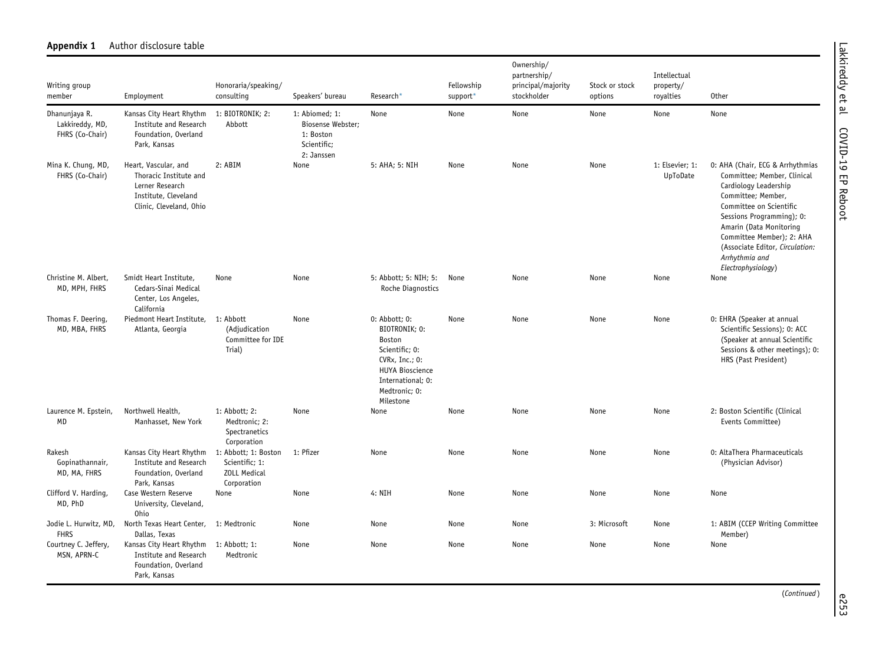**Appendix 1** Author disclosure table

| Writing group member | Employment | Honoraria/speaking/consulting | Speakers' bureau | Research* | Fellowship support* | Ownership/partnership/principal/majority stockholder | Stock or stock options | Intellectual property/royalties | Other |
|---|---|---|---|---|---|---|---|---|---|
| Dhanunjaya R. Lakkireddy, MD, FHRS (Co-Chair) | Kansas City Heart Rhythm Institute and Research Foundation, Overland Park, Kansas | 1: BIOTRONIK; 2: Abbott | 1: Abiomed; 1: Biosense Webster; 1: Boston Scientific; 2: Janssen | None | None | None | None | None | None |
| Mina K. Chung, MD, FHRS (Co-Chair) | Heart, Vascular, and Thoracic Institute and Lerner Research Institute, Cleveland Clinic, Cleveland, Ohio | 2: ABIM | None | 5: AHA; 5: NIH | None | None | None | 1: Elsevier; 1: UpToDate | 0: AHA (Chair, ECG & Arrhythmias Committee; Member, Clinical Cardiology Leadership Committee; Member, Committee on Scientific Sessions Programming); 0: Amarin (Data Monitoring Committee Member); 2: AHA (Associate Editor, *Circulation: Arrhythmia and Electrophysiology*) |
| Christine M. Albert, MD, MPH, FHRS | Smidt Heart Institute, Cedars-Sinai Medical Center, Los Angeles, California | None | None | 5: Abbott; 5: NIH; 5: Roche Diagnostics | None | None | None | None | None |
| Thomas F. Deering, MD, MBA, FHRS | Piedmont Heart Institute, Atlanta, Georgia | 1: Abbott (Adjudication Committee for IDE Trial) | None | 0: Abbott; 0: BIOTRONIK; 0: Boston Scientific; 0: CVRx, Inc.; 0: HUYA Bioscience International; 0: Medtronic; 0: Milestone | None | None | None | None | 0: EHRA (Speaker at annual Scientific Sessions); 0: ACC (Speaker at annual Scientific Sessions & other meetings); 0: HRS (Past President) |
| Laurence M. Epstein, MD | Northwell Health, Manhasset, New York | 1: Abbott; 2: Medtronic; 2: Spectranetics Corporation | None | None | None | None | None | None | 2: Boston Scientific (Clinical Events Committee) |
| Rakesh Gopinathannair, MD, MA, FHRS | Kansas City Heart Rhythm Institute and Research Foundation, Overland Park, Kansas | 1: Abbott; 1: Boston Scientific; 1: ZOLL Medical Corporation | 1: Pfizer | None | None | None | None | None | 0: AltaThera Pharmaceuticals (Physician Advisor) |
| Clifford V. Harding, MD, PhD | Case Western Reserve University, Cleveland, Ohio | None | None | 4: NIH | None | None | None | None | None |
| Jodie L. Hurwitz, MD, FHRS | North Texas Heart Center, Dallas, Texas | 1: Medtronic | None | None | None | None | 3: Microsoft | None | 1: ABIM (CCEP Writing Committee Member) |
| Courtney C. Jeffery, MSN, APRN-C | Kansas City Heart Rhythm Institute and Research Foundation, Overland Park, Kansas | 1: Abbott; 1: Medtronic | None | None | None | None | None | None | None |

(*Continued*)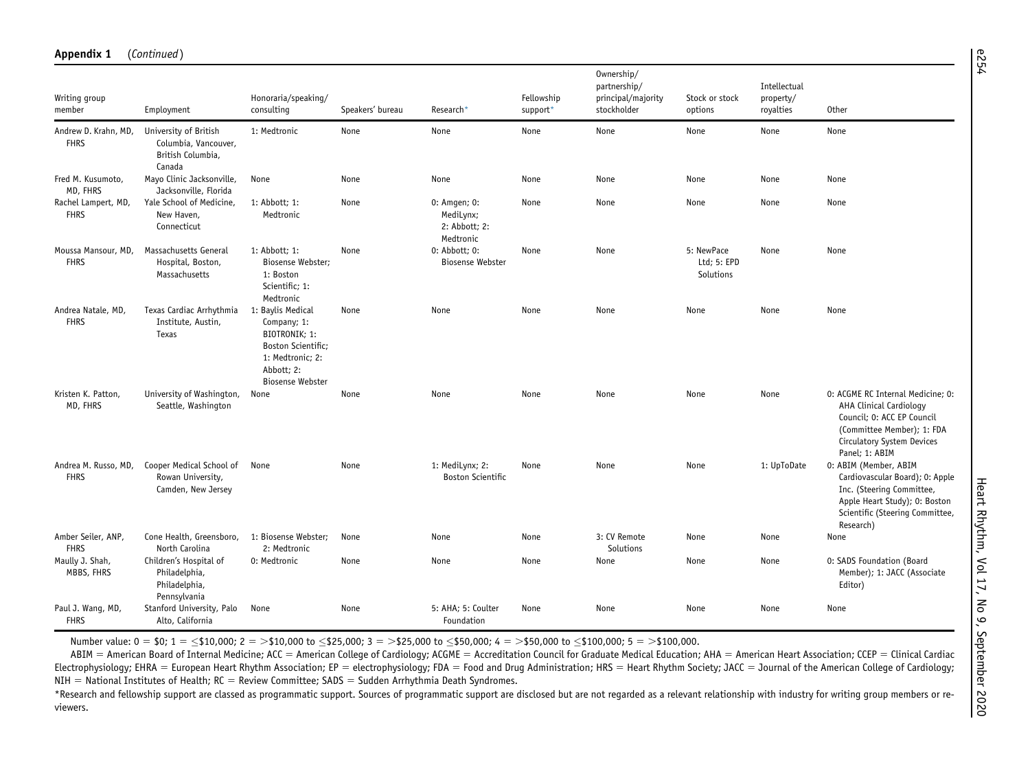**Appendix 1** (*Continued*)

| Writing group member | Employment | Honoraria/speaking/ consulting | Speakers' bureau | Research* | Fellowship support* | Ownership/ partnership/ principal/majority stockholder | Stock or stock options | Intellectual property/ royalties | Other |
|---|---|---|---|---|---|---|---|---|---|
| Andrew D. Krahn, MD, FHRS | University of British Columbia, Vancouver, British Columbia, Canada | 1: Medtronic | None | None | None | None | None | None | None |
| Fred M. Kusumoto, MD, FHRS | Mayo Clinic Jacksonville, Jacksonville, Florida | None | None | None | None | None | None | None | None |
| Rachel Lampert, MD, FHRS | Yale School of Medicine, New Haven, Connecticut | 1: Abbott; 1: Medtronic | None | 0: Amgen; 0: MediLynx; 2: Abbott; 2: Medtronic | None | None | None | None | None |
| Moussa Mansour, MD, FHRS | Massachusetts General Hospital, Boston, Massachusetts | 1: Abbott; 1: Biosense Webster; 1: Boston Scientific; 1: Medtronic | None | 0: Abbott; 0: Biosense Webster | None | None | 5: NewPace Ltd; 5: EPD Solutions | None | None |
| Andrea Natale, MD, FHRS | Texas Cardiac Arrhythmia Institute, Austin, Texas | 1: Baylis Medical Company; 1: BIOTRONIK; 1: Boston Scientific; 1: Medtronic; 2: Abbott; 2: Biosense Webster | None | None | None | None | None | None | None |
| Kristen K. Patton, MD, FHRS | University of Washington, Seattle, Washington | None | None | None | None | None | None | None | 0: ACGME RC Internal Medicine; 0: AHA Clinical Cardiology Council; 0: ACC EP Council (Committee Member); 1: FDA Circulatory System Devices Panel; 1: ABIM |
| Andrea M. Russo, MD, FHRS | Cooper Medical School of Rowan University, Camden, New Jersey | None | None | 1: MediLynx; 2: Boston Scientific | None | None | None | 1: UpToDate | 0: ABIM (Member, ABIM Cardiovascular Board); 0: Apple Inc. (Steering Committee, Apple Heart Study); 0: Boston Scientific (Steering Committee, Research) |
| Amber Seiler, ANP, FHRS | Cone Health, Greensboro, North Carolina | 1: Biosense Webster; 2: Medtronic | None | None | None | 3: CV Remote Solutions | None | None | None |
| Maully J. Shah, MBBS, FHRS | Children's Hospital of Philadelphia, Philadelphia, Pennsylvania | 0: Medtronic | None | None | None | None | None | None | 0: SADS Foundation (Board Member); 1: JACC (Associate Editor) |
| Paul J. Wang, MD, FHRS | Stanford University, Palo Alto, California | None | None | 5: AHA; 5: Coulter Foundation | None | None | None | None | None |

Number value: 0 = \$0; 1 = ≤\$10,000; 2 = >\$10,000 to ≤\$25,000; 3 = >\$25,000 to ≤\$50,000; 4 = >\$50,000 to ≤\$100,000; 5 = >\$100,000.

ABIM = American Board of Internal Medicine; ACC = American College of Cardiology; ACGME = Accreditation Council for Graduate Medical Education; AHA = American Heart Association; CCEP = Clinical Cardiac Electrophysiology; EHRA = European Heart Rhythm Association; EP = electrophysiology; FDA = Food and Drug Administration; HRS = Heart Rhythm Society; JACC = Journal of the American College of Cardiology; NIH = National Institutes of Health; RC = Review Committee; SADS = Sudden Arrhythmia Death Syndromes.

*Research and fellowship support are classed as programmatic support. Sources of programmatic support are disclosed but are not regarded as a relevant relationship with industry for writing group members or reviewers.